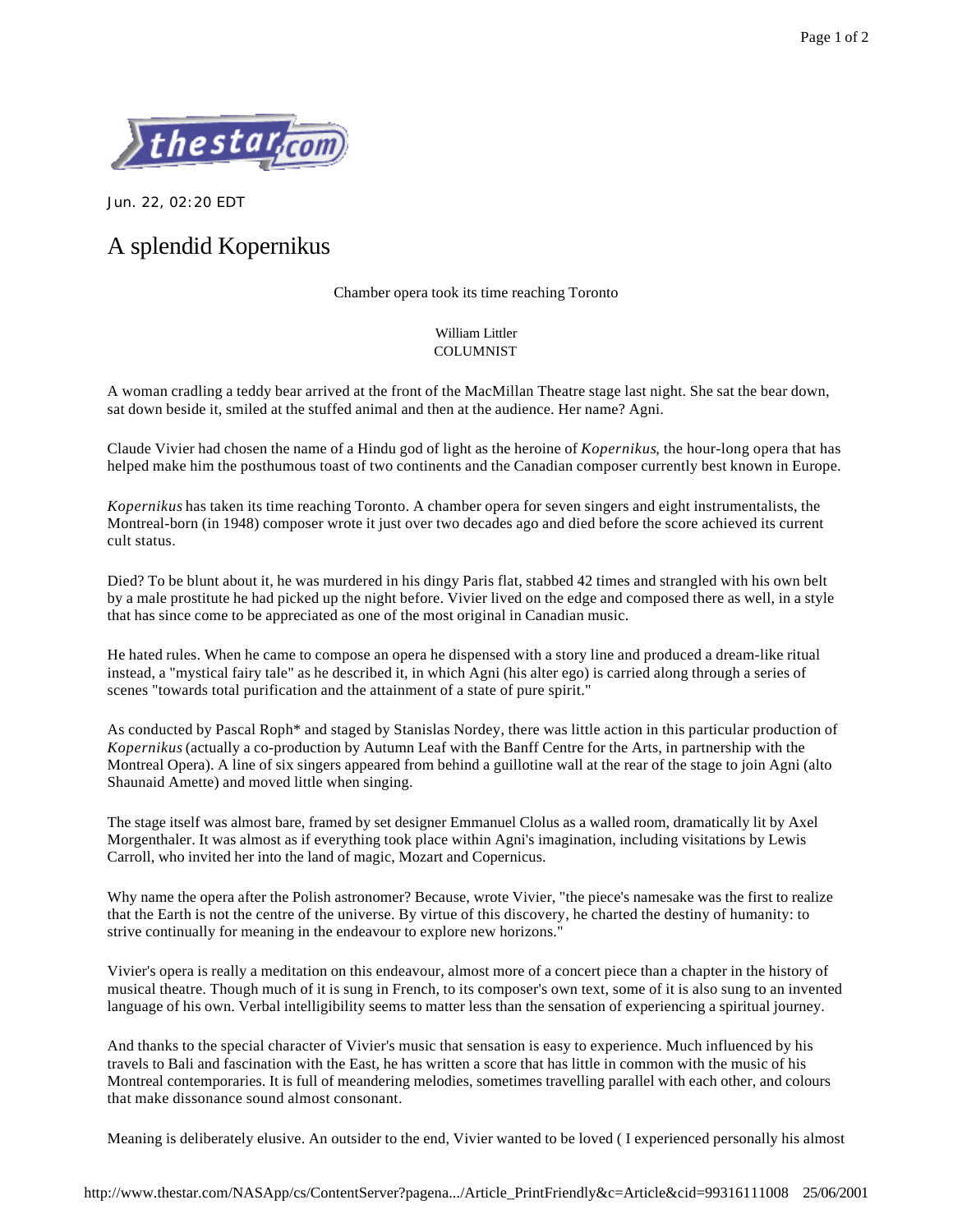Jun. 22, 02:20 EDT

# A splendid Kopernikus

Chamber opera took its time reaching Toronto

William Littler
COLUMNIST

A woman cradling a teddy bear arrived at the front of the MacMillan Theatre stage last night. She sat the bear down, sat down beside it, smiled at the stuffed animal and then at the audience. Her name? Agni.

Claude Vivier had chosen the name of a Hindu god of light as the heroine of *Kopernikus*, the hour-long opera that has helped make him the posthumous toast of two continents and the Canadian composer currently best known in Europe.

*Kopernikus* has taken its time reaching Toronto. A chamber opera for seven singers and eight instrumentalists, the Montreal-born (in 1948) composer wrote it just over two decades ago and died before the score achieved its current cult status.

Died? To be blunt about it, he was murdered in his dingy Paris flat, stabbed 42 times and strangled with his own belt by a male prostitute he had picked up the night before. Vivier lived on the edge and composed there as well, in a style that has since come to be appreciated as one of the most original in Canadian music.

He hated rules. When he came to compose an opera he dispensed with a story line and produced a dream-like ritual instead, a "mystical fairy tale" as he described it, in which Agni (his alter ego) is carried along through a series of scenes "towards total purification and the attainment of a state of pure spirit."

As conducted by Pascal Roph* and staged by Stanislas Nordey, there was little action in this particular production of *Kopernikus* (actually a co-production by Autumn Leaf with the Banff Centre for the Arts, in partnership with the Montreal Opera). A line of six singers appeared from behind a guillotine wall at the rear of the stage to join Agni (alto Shaunaid Amette) and moved little when singing.

The stage itself was almost bare, framed by set designer Emmanuel Clolus as a walled room, dramatically lit by Axel Morgenthaler. It was almost as if everything took place within Agni's imagination, including visitations by Lewis Carroll, who invited her into the land of magic, Mozart and Copernicus.

Why name the opera after the Polish astronomer? Because, wrote Vivier, "the piece's namesake was the first to realize that the Earth is not the centre of the universe. By virtue of this discovery, he charted the destiny of humanity: to strive continually for meaning in the endeavour to explore new horizons."

Vivier's opera is really a meditation on this endeavour, almost more of a concert piece than a chapter in the history of musical theatre. Though much of it is sung in French, to its composer's own text, some of it is also sung to an invented language of his own. Verbal intelligibility seems to matter less than the sensation of experiencing a spiritual journey.

And thanks to the special character of Vivier's music that sensation is easy to experience. Much influenced by his travels to Bali and fascination with the East, he has written a score that has little in common with the music of his Montreal contemporaries. It is full of meandering melodies, sometimes travelling parallel with each other, and colours that make dissonance sound almost consonant.

Meaning is deliberately elusive. An outsider to the end, Vivier wanted to be loved ( I experienced personally his almost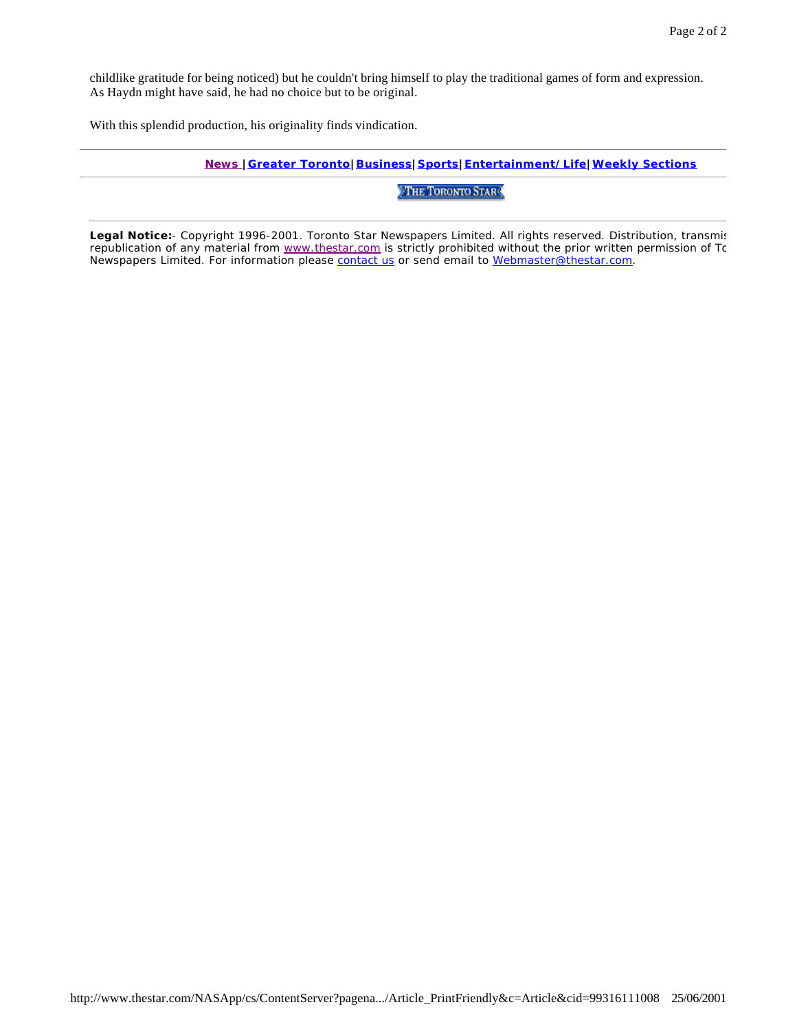childlike gratitude for being noticed) but he couldn't bring himself to play the traditional games of form and expression. As Haydn might have said, he had no choice but to be original.

With this splendid production, his originality finds vindication.

---

**News | Greater Toronto | Business | Sports | Entertainment/Life | Weekly Sections**

---

THE TORONTO STAR

---

**Legal Notice:**- Copyright 1996-2001. Toronto Star Newspapers Limited. All rights reserved. Distribution, transmis republication of any material from www.thestar.com is strictly prohibited without the prior written permission of To Newspapers Limited. For information please contact us or send email to Webmaster@thestar.com.